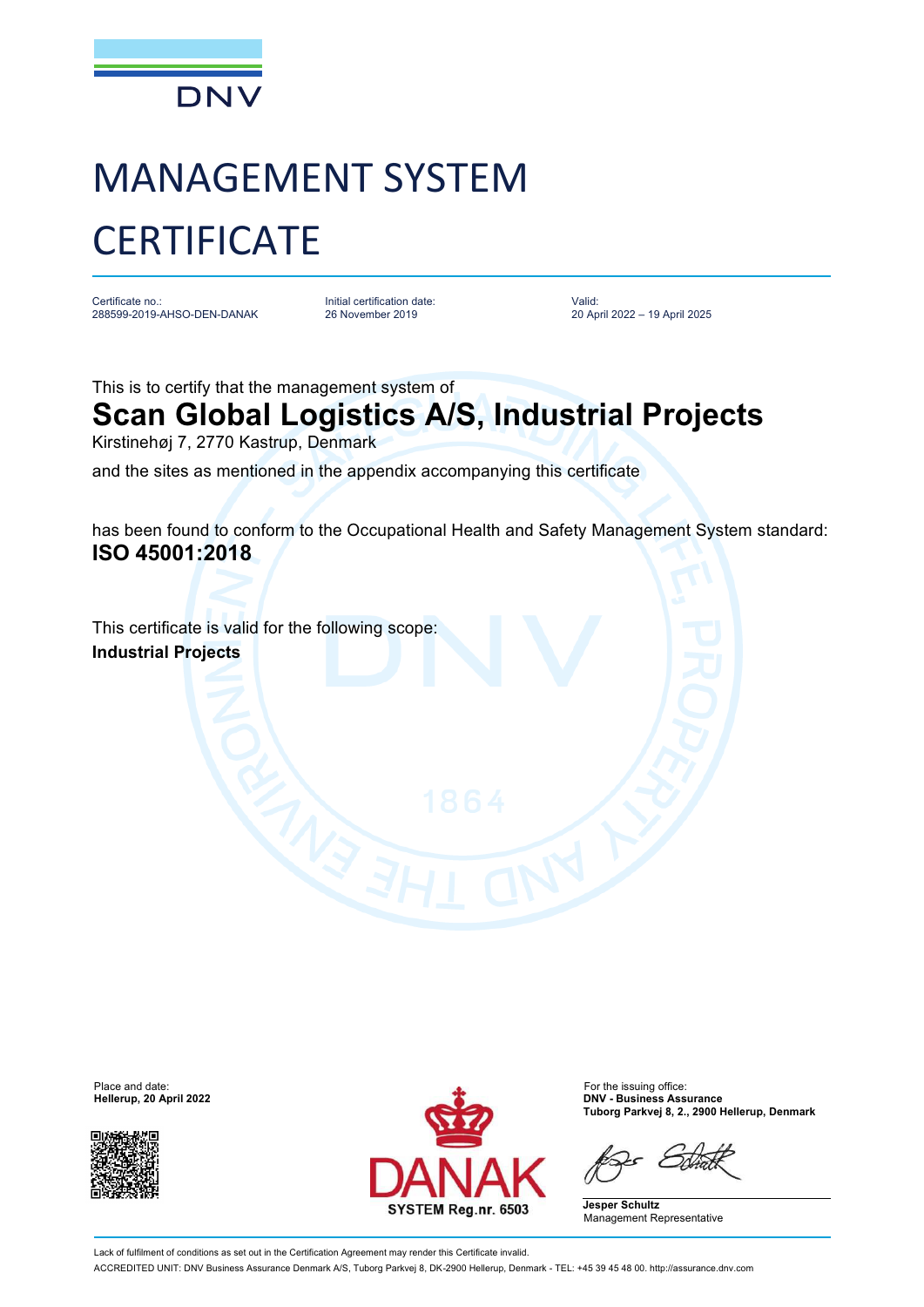DNV

# MANAGEMENT SYSTEM CERTIFICATE

Certificate no.:
288599-2019-AHSO-DEN-DANAK

Initial certification date:
26 November 2019

Valid:
20 April 2022 – 19 April 2025

This is to certify that the management system of

## Scan Global Logistics A/S, Industrial Projects

Kirstinehøj 7, 2770 Kastrup, Denmark

and the sites as mentioned in the appendix accompanying this certificate

has been found to conform to the Occupational Health and Safety Management System standard:

**ISO 45001:2018**

This certificate is valid for the following scope:

**Industrial Projects**

Place and date:
**Hellerup, 20 April 2022**

DANAK
SYSTEM Reg.nr. 6503

For the issuing office:
**DNV - Business Assurance**
**Tuborg Parkvej 8, 2., 2900 Hellerup, Denmark**

**Jesper Schultz**
Management Representative

Lack of fulfilment of conditions as set out in the Certification Agreement may render this Certificate invalid.

ACCREDITED UNIT: DNV Business Assurance Denmark A/S, Tuborg Parkvej 8, DK-2900 Hellerup, Denmark - TEL: +45 39 45 48 00. http://assurance.dnv.com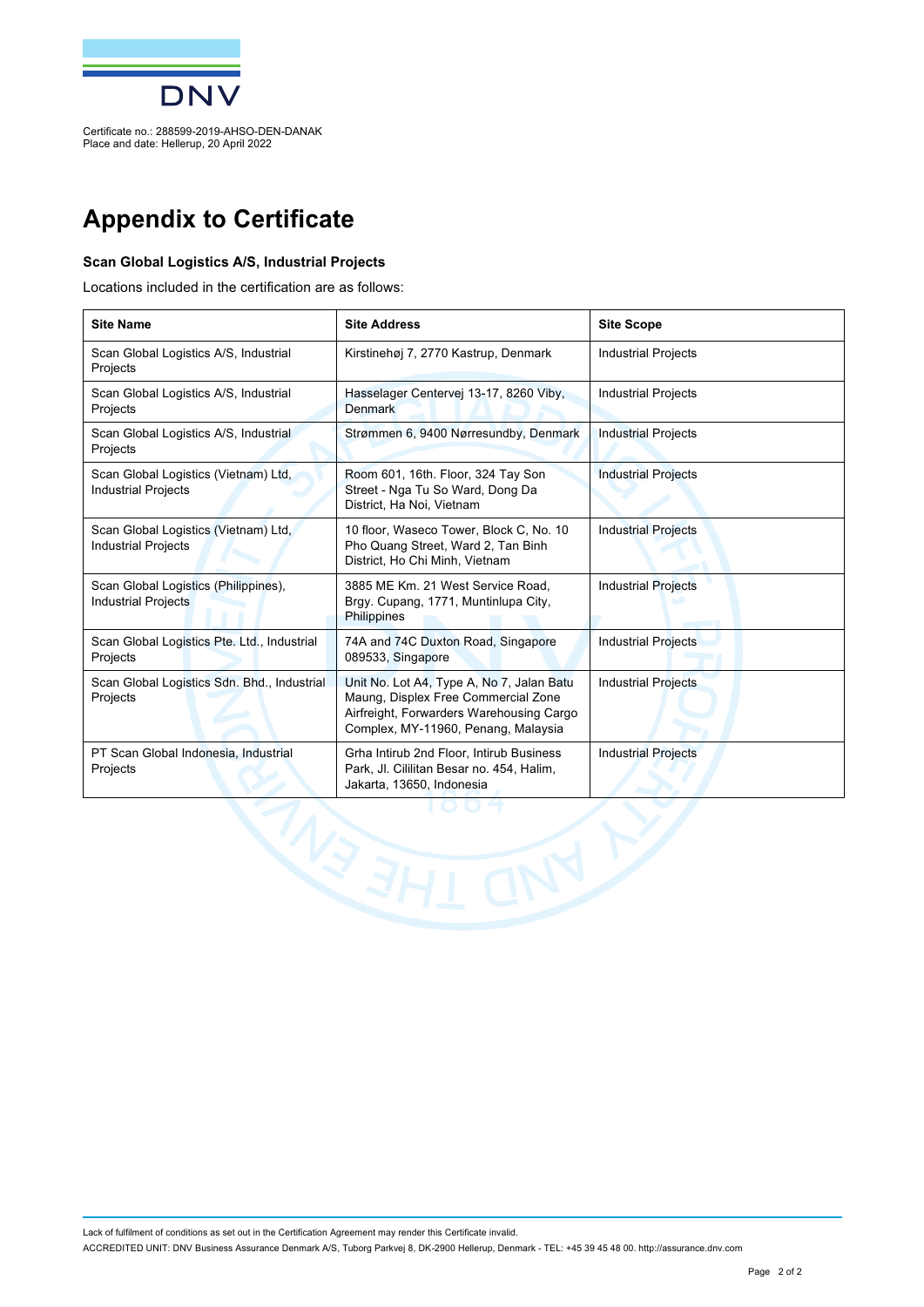Certificate no.: 288599-2019-AHSO-DEN-DANAK
Place and date: Hellerup, 20 April 2022

# Appendix to Certificate

### Scan Global Logistics A/S, Industrial Projects

Locations included in the certification are as follows:

| Site Name | Site Address | Site Scope |
|---|---|---|
| Scan Global Logistics A/S, Industrial Projects | Kirstinehøj 7, 2770 Kastrup, Denmark | Industrial Projects |
| Scan Global Logistics A/S, Industrial Projects | Hasselager Centervej 13-17, 8260 Viby, Denmark | Industrial Projects |
| Scan Global Logistics A/S, Industrial Projects | Strømmen 6, 9400 Nørresundby, Denmark | Industrial Projects |
| Scan Global Logistics (Vietnam) Ltd, Industrial Projects | Room 601, 16th. Floor, 324 Tay Son Street - Nga Tu So Ward, Dong Da District, Ha Noi, Vietnam | Industrial Projects |
| Scan Global Logistics (Vietnam) Ltd, Industrial Projects | 10 floor, Waseco Tower, Block C, No. 10 Pho Quang Street, Ward 2, Tan Binh District, Ho Chi Minh, Vietnam | Industrial Projects |
| Scan Global Logistics (Philippines), Industrial Projects | 3885 ME Km. 21 West Service Road, Brgy. Cupang, 1771, Muntinlupa City, Philippines | Industrial Projects |
| Scan Global Logistics Pte. Ltd., Industrial Projects | 74A and 74C Duxton Road, Singapore 089533, Singapore | Industrial Projects |
| Scan Global Logistics Sdn. Bhd., Industrial Projects | Unit No. Lot A4, Type A, No 7, Jalan Batu Maung, Displex Free Commercial Zone Airfreight, Forwarders Warehousing Cargo Complex, MY-11960, Penang, Malaysia | Industrial Projects |
| PT Scan Global Indonesia, Industrial Projects | Grha Intirub 2nd Floor, Intirub Business Park, Jl. Cililitan Besar no. 454, Halim, Jakarta, 13650, Indonesia | Industrial Projects |

Lack of fulfilment of conditions as set out in the Certification Agreement may render this Certificate invalid.

ACCREDITED UNIT: DNV Business Assurance Denmark A/S, Tuborg Parkvej 8, DK-2900 Hellerup, Denmark - TEL: +45 39 45 48 00. http://assurance.dnv.com